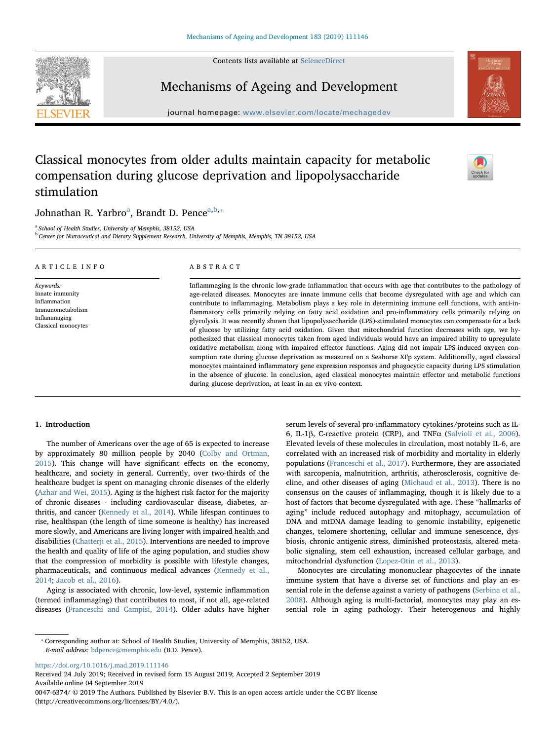# Classical monocytes from older adults maintain capacity for metabolic compensation during glucose deprivation and lipopolysaccharide stimulation

Johnathan R. Yarbro[a], Brandt D. Pence[a,b,*]

[a] School of Health Studies, University of Memphis, 38152, USA

[b] Center for Nutraceutical and Dietary Supplement Research, University of Memphis, Memphis, TN 38152, USA

## ARTICLE INFO

*Keywords:*
Innate immunity
Inflammation
Immunometabolism
Inflammaging
Classical monocytes

## ABSTRACT

Inflammaging is the chronic low-grade inflammation that occurs with age that contributes to the pathology of age-related diseases. Monocytes are innate immune cells that become dysregulated with age and which can contribute to inflammaging. Metabolism plays a key role in determining immune cell functions, with anti-inflammatory cells primarily relying on fatty acid oxidation and pro-inflammatory cells primarily relying on glycolysis. It was recently shown that lipopolysaccharide (LPS)-stimulated monocytes can compensate for a lack of glucose by utilizing fatty acid oxidation. Given that mitochondrial function decreases with age, we hypothesized that classical monocytes taken from aged individuals would have an impaired ability to upregulate oxidative metabolism along with impaired effector functions. Aging did not impair LPS-induced oxygen consumption rate during glucose deprivation as measured on a Seahorse XFp system. Additionally, aged classical monocytes maintained inflammatory gene expression responses and phagocytic capacity during LPS stimulation in the absence of glucose. In conclusion, aged classical monocytes maintain effector and metabolic functions during glucose deprivation, at least in an ex vivo context.

## 1. Introduction

The number of Americans over the age of 65 is expected to increase by approximately 80 million people by 2040 (Colby and Ortman, 2015). This change will have significant effects on the economy, healthcare, and society in general. Currently, over two-thirds of the healthcare budget is spent on managing chronic diseases of the elderly (Azhar and Wei, 2015). Aging is the highest risk factor for the majority of chronic diseases - including cardiovascular disease, diabetes, arthritis, and cancer (Kennedy et al., 2014). While lifespan continues to rise, healthspan (the length of time someone is healthy) has increased more slowly, and Americans are living longer with impaired health and disabilities (Chatterji et al., 2015). Interventions are needed to improve the health and quality of life of the aging population, and studies show that the compression of morbidity is possible with lifestyle changes, pharmaceuticals, and continuous medical advances (Kennedy et al., 2014; Jacob et al., 2016).

Aging is associated with chronic, low-level, systemic inflammation (termed inflammaging) that contributes to most, if not all, age-related diseases (Franceschi and Campisi, 2014). Older adults have higher serum levels of several pro-inflammatory cytokines/proteins such as IL-6, IL-1β, C-reactive protein (CRP), and TNFα (Salvioli et al., 2006). Elevated levels of these molecules in circulation, most notably IL-6, are correlated with an increased risk of morbidity and mortality in elderly populations (Franceschi et al., 2017). Furthermore, they are associated with sarcopenia, malnutrition, arthritis, atherosclerosis, cognitive decline, and other diseases of aging (Michaud et al., 2013). There is no consensus on the causes of inflammaging, though it is likely due to a host of factors that become dysregulated with age. These "hallmarks of aging" include reduced autophagy and mitophagy, accumulation of DNA and mtDNA damage leading to genomic instability, epigenetic changes, telomere shortening, cellular and immune senescence, dysbiosis, chronic antigenic stress, diminished proteostasis, altered metabolic signaling, stem cell exhaustion, increased cellular garbage, and mitochondrial dysfunction (Lopez-Otin et al., 2013).

Monocytes are circulating mononuclear phagocytes of the innate immune system that have a diverse set of functions and play an essential role in the defense against a variety of pathogens (Serbina et al., 2008). Although aging is multi-factorial, monocytes may play an essential role in aging pathology. Their heterogenous and highly

* Corresponding author at: School of Health Studies, University of Memphis, 38152, USA.
*E-mail address:* bdpence@memphis.edu (B.D. Pence).

https://doi.org/10.1016/j.mad.2019.111146
Received 24 July 2019; Received in revised form 15 August 2019; Accepted 2 September 2019
Available online 04 September 2019
0047-6374/ © 2019 The Authors. Published by Elsevier B.V. This is an open access article under the CC BY license (http://creativecommons.org/licenses/BY/4.0/).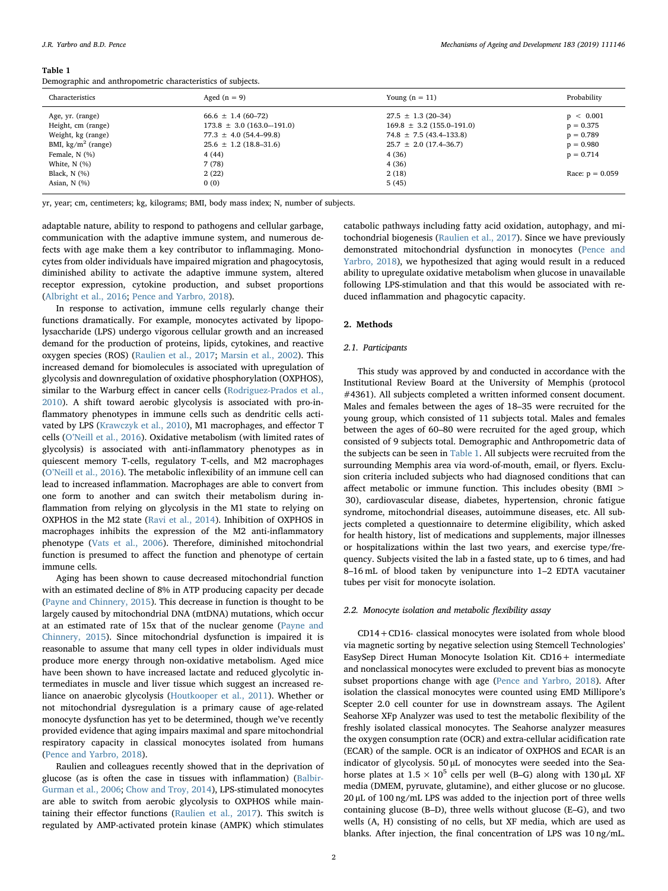**Table 1**
Demographic and anthropometric characteristics of subjects.

| Characteristics | Aged (n = 9) | Young (n = 11) | Probability |
|---|---|---|---|
| Age, yr. (range) | 66.6 ± 1.4 (60–72) | 27.5 ± 1.3 (20–34) | $p < 0.001$ |
| Height, cm (range) | 173.8 ± 3.0 (163.0-–191.0) | 169.8 ± 3.2 (155.0–191.0) | $p = 0.375$ |
| Weight, kg (range) | 77.3 ± 4.0 (54.4–99.8) | 74.8 ± 7.5 (43.4–133.8) | $p = 0.789$ |
| BMI, kg/m$^2$ (range) | 25.6 ± 1.2 (18.8–31.6) | 25.7 ± 2.0 (17.4–36.7) | $p = 0.980$ |
| Female, N (%) | 4 (44) | 4 (36) | $p = 0.714$ |
| White, N (%) | 7 (78) | 4 (36) | |
| Black, N (%) | 2 (22) | 2 (18) | Race: $p = 0.059$ |
| Asian, N (%) | 0 (0) | 5 (45) | |

yr, year; cm, centimeters; kg, kilograms; BMI, body mass index; N, number of subjects.

adaptable nature, ability to respond to pathogens and cellular garbage, communication with the adaptive immune system, and numerous defects with age make them a key contributor to inflammaging. Monocytes from older individuals have impaired migration and phagocytosis, diminished ability to activate the adaptive immune system, altered receptor expression, cytokine production, and subset proportions (Albright et al., 2016; Pence and Yarbro, 2018).

In response to activation, immune cells regularly change their functions dramatically. For example, monocytes activated by lipopolysaccharide (LPS) undergo vigorous cellular growth and an increased demand for the production of proteins, lipids, cytokines, and reactive oxygen species (ROS) (Raulien et al., 2017; Marsin et al., 2002). This increased demand for biomolecules is associated with upregulation of glycolysis and downregulation of oxidative phosphorylation (OXPHOS), similar to the Warburg effect in cancer cells (Rodriguez-Prados et al., 2010). A shift toward aerobic glycolysis is associated with pro-inflammatory phenotypes in immune cells such as dendritic cells activated by LPS (Krawczyk et al., 2010), M1 macrophages, and effector T cells (O'Neill et al., 2016). Oxidative metabolism (with limited rates of glycolysis) is associated with anti-inflammatory phenotypes as in quiescent memory T-cells, regulatory T-cells, and M2 macrophages (O'Neill et al., 2016). The metabolic inflexibility of an immune cell can lead to increased inflammation. Macrophages are able to convert from one form to another and can switch their metabolism during inflammation from relying on glycolysis in the M1 state to relying on OXPHOS in the M2 state (Ravi et al., 2014). Inhibition of OXPHOS in macrophages inhibits the expression of the M2 anti-inflammatory phenotype (Vats et al., 2006). Therefore, diminished mitochondrial function is presumed to affect the function and phenotype of certain immune cells.

Aging has been shown to cause decreased mitochondrial function with an estimated decline of 8% in ATP producing capacity per decade (Payne and Chinnery, 2015). This decrease in function is thought to be largely caused by mitochondrial DNA (mtDNA) mutations, which occur at an estimated rate of 15x that of the nuclear genome (Payne and Chinnery, 2015). Since mitochondrial dysfunction is impaired it is reasonable to assume that many cell types in older individuals must produce more energy through non-oxidative metabolism. Aged mice have been shown to have increased lactate and reduced glycolytic intermediates in muscle and liver tissue which suggest an increased reliance on anaerobic glycolysis (Houtkooper et al., 2011). Whether or not mitochondrial dysregulation is a primary cause of age-related monocyte dysfunction has yet to be determined, though we've recently provided evidence that aging impairs maximal and spare mitochondrial respiratory capacity in classical monocytes isolated from humans (Pence and Yarbro, 2018).

Raulien and colleagues recently showed that in the deprivation of glucose (as is often the case in tissues with inflammation) (Balbir-Gurman et al., 2006; Chow and Troy, 2014), LPS-stimulated monocytes are able to switch from aerobic glycolysis to OXPHOS while maintaining their effector functions (Raulien et al., 2017). This switch is regulated by AMP-activated protein kinase (AMPK) which stimulates catabolic pathways including fatty acid oxidation, autophagy, and mitochondrial biogenesis (Raulien et al., 2017). Since we have previously demonstrated mitochondrial dysfunction in monocytes (Pence and Yarbro, 2018), we hypothesized that aging would result in a reduced ability to upregulate oxidative metabolism when glucose in unavailable following LPS-stimulation and that this would be associated with reduced inflammation and phagocytic capacity.

## 2. Methods

### 2.1. Participants

This study was approved by and conducted in accordance with the Institutional Review Board at the University of Memphis (protocol #4361). All subjects completed a written informed consent document. Males and females between the ages of 18–35 were recruited for the young group, which consisted of 11 subjects total. Males and females between the ages of 60–80 were recruited for the aged group, which consisted of 9 subjects total. Demographic and Anthropometric data of the subjects can be seen in Table 1. All subjects were recruited from the surrounding Memphis area via word-of-mouth, email, or flyers. Exclusion criteria included subjects who had diagnosed conditions that can affect metabolic or immune function. This includes obesity (BMI > 30), cardiovascular disease, diabetes, hypertension, chronic fatigue syndrome, mitochondrial diseases, autoimmune diseases, etc. All subjects completed a questionnaire to determine eligibility, which asked for health history, list of medications and supplements, major illnesses or hospitalizations within the last two years, and exercise type/frequency. Subjects visited the lab in a fasted state, up to 6 times, and had 8–16 mL of blood taken by venipuncture into 1–2 EDTA vacutainer tubes per visit for monocyte isolation.

### 2.2. Monocyte isolation and metabolic flexibility assay

CD14 + CD16- classical monocytes were isolated from whole blood via magnetic sorting by negative selection using Stemcell Technologies' EasySep Direct Human Monocyte Isolation Kit. CD16 + intermediate and nonclassical monocytes were excluded to prevent bias as monocyte subset proportions change with age (Pence and Yarbro, 2018). After isolation the classical monocytes were counted using EMD Millipore's Scepter 2.0 cell counter for use in downstream assays. The Agilent Seahorse XFp Analyzer was used to test the metabolic flexibility of the freshly isolated classical monocytes. The Seahorse analyzer measures the oxygen consumption rate (OCR) and extra-cellular acidification rate (ECAR) of the sample. OCR is an indicator of OXPHOS and ECAR is an indicator of glycolysis. 50 μL of monocytes were seeded into the Seahorse plates at $1.5 \times 10^5$ cells per well (B–G) along with 130 μL XF media (DMEM, pyruvate, glutamine), and either glucose or no glucose. 20 μL of 100 ng/mL LPS was added to the injection port of three wells containing glucose (B–D), three wells without glucose (E–G), and two wells (A, H) consisting of no cells, but XF media, which are used as blanks. After injection, the final concentration of LPS was 10 ng/mL.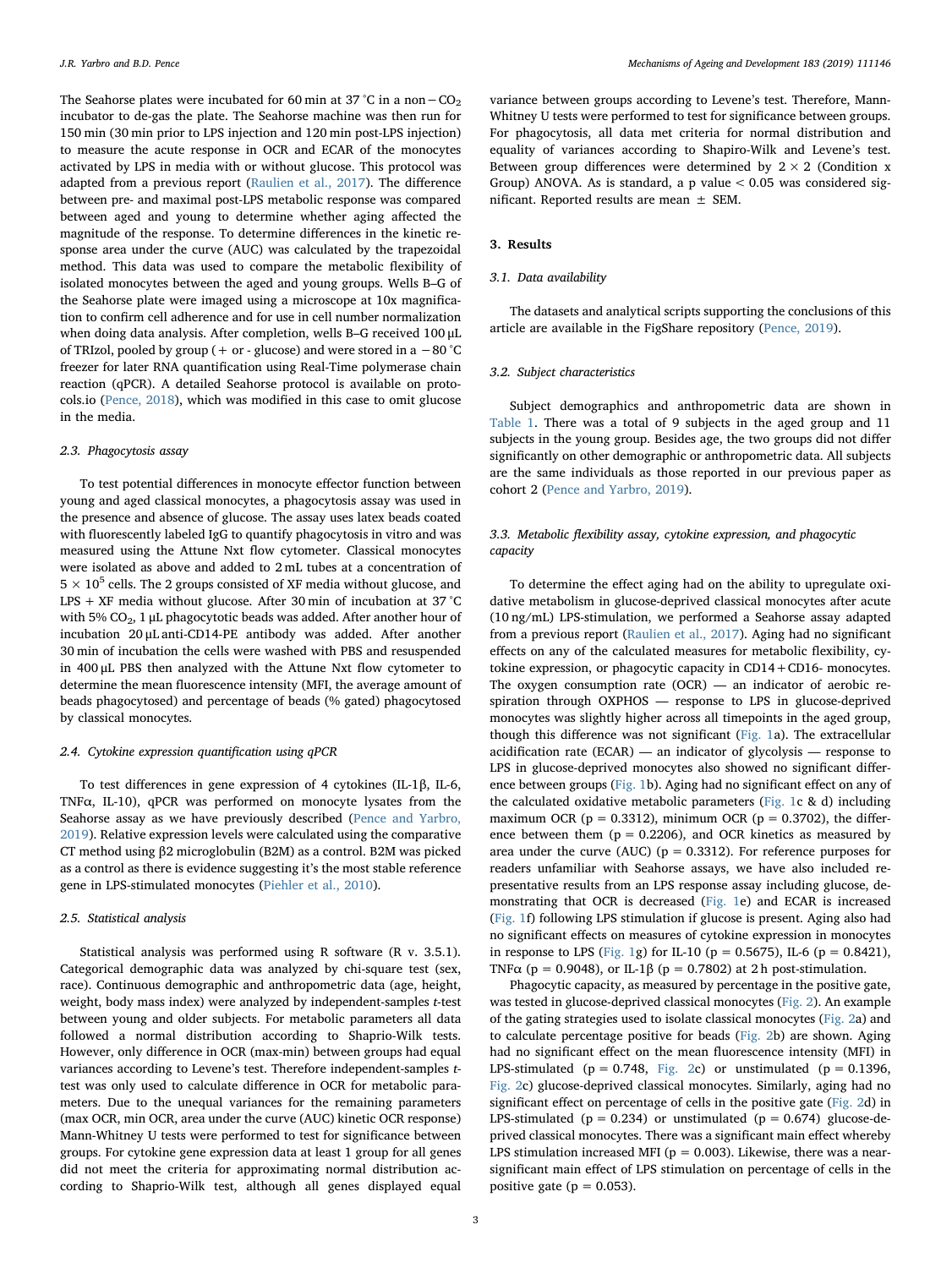The Seahorse plates were incubated for 60 min at 37 °C in a non − $CO_2$ incubator to de-gas the plate. The Seahorse machine was then run for 150 min (30 min prior to LPS injection and 120 min post-LPS injection) to measure the acute response in OCR and ECAR of the monocytes activated by LPS in media with or without glucose. This protocol was adapted from a previous report (Raulien et al., 2017). The difference between pre- and maximal post-LPS metabolic response was compared between aged and young to determine whether aging affected the magnitude of the response. To determine differences in the kinetic response area under the curve (AUC) was calculated by the trapezoidal method. This data was used to compare the metabolic flexibility of isolated monocytes between the aged and young groups. Wells B–G of the Seahorse plate were imaged using a microscope at 10x magnification to confirm cell adherence and for use in cell number normalization when doing data analysis. After completion, wells B–G received 100 μL of TRIzol, pooled by group (+ or - glucose) and were stored in a −80 °C freezer for later RNA quantification using Real-Time polymerase chain reaction (qPCR). A detailed Seahorse protocol is available on protocols.io (Pence, 2018), which was modified in this case to omit glucose in the media.

### 2.3. Phagocytosis assay

To test potential differences in monocyte effector function between young and aged classical monocytes, a phagocytosis assay was used in the presence and absence of glucose. The assay uses latex beads coated with fluorescently labeled IgG to quantify phagocytosis in vitro and was measured using the Attune Nxt flow cytometer. Classical monocytes were isolated as above and added to 2 mL tubes at a concentration of $5 \times 10^5$ cells. The 2 groups consisted of XF media without glucose, and LPS + XF media without glucose. After 30 min of incubation at 37 °C with 5% $CO_2$, 1 μL phagocytotic beads was added. After another hour of incubation 20 μL anti-CD14-PE antibody was added. After another 30 min of incubation the cells were washed with PBS and resuspended in 400 μL PBS then analyzed with the Attune Nxt flow cytometer to determine the mean fluorescence intensity (MFI, the average amount of beads phagocytosed) and percentage of beads (% gated) phagocytosed by classical monocytes.

### 2.4. Cytokine expression quantification using qPCR

To test differences in gene expression of 4 cytokines (IL-1β, IL-6, TNFα, IL-10), qPCR was performed on monocyte lysates from the Seahorse assay as we have previously described (Pence and Yarbro, 2019). Relative expression levels were calculated using the comparative CT method using β2 microglobulin (B2M) as a control. B2M was picked as a control as there is evidence suggesting it's the most stable reference gene in LPS-stimulated monocytes (Piehler et al., 2010).

### 2.5. Statistical analysis

Statistical analysis was performed using R software (R v. 3.5.1). Categorical demographic data was analyzed by chi-square test (sex, race). Continuous demographic and anthropometric data (age, height, weight, body mass index) were analyzed by independent-samples *t*-test between young and older subjects. For metabolic parameters all data followed a normal distribution according to Shaprio-Wilk tests. However, only difference in OCR (max-min) between groups had equal variances according to Levene's test. Therefore independent-samples *t*-test was only used to calculate difference in OCR for metabolic parameters. Due to the unequal variances for the remaining parameters (max OCR, min OCR, area under the curve (AUC) kinetic OCR response) Mann-Whitney U tests were performed to test for significance between groups. For cytokine gene expression data at least 1 group for all genes did not meet the criteria for approximating normal distribution according to Shaprio-Wilk test, although all genes displayed equal variance between groups according to Levene's test. Therefore, Mann-Whitney U tests were performed to test for significance between groups. For phagocytosis, all data met criteria for normal distribution and equality of variances according to Shapiro-Wilk and Levene's test. Between group differences were determined by 2 × 2 (Condition x Group) ANOVA. As is standard, a p value < 0.05 was considered significant. Reported results are mean ± SEM.

## 3. Results

### 3.1. Data availability

The datasets and analytical scripts supporting the conclusions of this article are available in the FigShare repository (Pence, 2019).

### 3.2. Subject characteristics

Subject demographics and anthropometric data are shown in Table 1. There was a total of 9 subjects in the aged group and 11 subjects in the young group. Besides age, the two groups did not differ significantly on other demographic or anthropometric data. All subjects are the same individuals as those reported in our previous paper as cohort 2 (Pence and Yarbro, 2019).

### 3.3. Metabolic flexibility assay, cytokine expression, and phagocytic capacity

To determine the effect aging had on the ability to upregulate oxidative metabolism in glucose-deprived classical monocytes after acute (10 ng/mL) LPS-stimulation, we performed a Seahorse assay adapted from a previous report (Raulien et al., 2017). Aging had no significant effects on any of the calculated measures for metabolic flexibility, cytokine expression, or phagocytic capacity in CD14 + CD16- monocytes. The oxygen consumption rate (OCR) — an indicator of aerobic respiration through OXPHOS — response to LPS in glucose-deprived monocytes was slightly higher across all timepoints in the aged group, though this difference was not significant (Fig. 1a). The extracellular acidification rate (ECAR) — an indicator of glycolysis — response to LPS in glucose-deprived monocytes also showed no significant difference between groups (Fig. 1b). Aging had no significant effect on any of the calculated oxidative metabolic parameters (Fig. 1c & d) including maximum OCR (p = 0.3312), minimum OCR (p = 0.3702), the difference between them (p = 0.2206), and OCR kinetics as measured by area under the curve (AUC) (p = 0.3312). For reference purposes for readers unfamiliar with Seahorse assays, we have also included representative results from an LPS response assay including glucose, demonstrating that OCR is decreased (Fig. 1e) and ECAR is increased (Fig. 1f) following LPS stimulation if glucose is present. Aging also had no significant effects on measures of cytokine expression in monocytes in response to LPS (Fig. 1g) for IL-10 (p = 0.5675), IL-6 (p = 0.8421), TNFα (p = 0.9048), or IL-1β (p = 0.7802) at 2 h post-stimulation.

Phagocytic capacity, as measured by percentage in the positive gate, was tested in glucose-deprived classical monocytes (Fig. 2). An example of the gating strategies used to isolate classical monocytes (Fig. 2a) and to calculate percentage positive for beads (Fig. 2b) are shown. Aging had no significant effect on the mean fluorescence intensity (MFI) in LPS-stimulated (p = 0.748, Fig. 2c) or unstimulated (p = 0.1396, Fig. 2c) glucose-deprived classical monocytes. Similarly, aging had no significant effect on percentage of cells in the positive gate (Fig. 2d) in LPS-stimulated (p = 0.234) or unstimulated (p = 0.674) glucose-deprived classical monocytes. There was a significant main effect whereby LPS stimulation increased MFI (p = 0.003). Likewise, there was a near-significant main effect of LPS stimulation on percentage of cells in the positive gate (p = 0.053).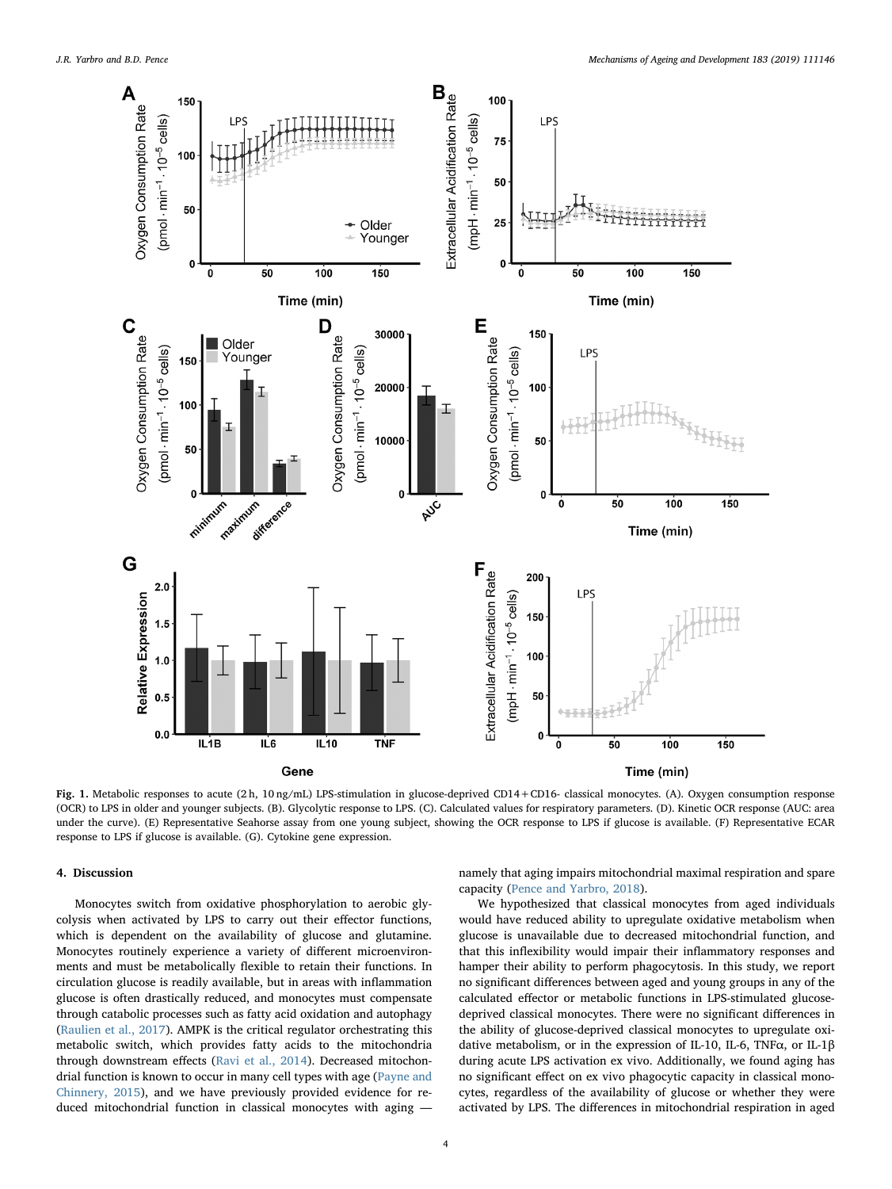**Fig. 1.** Metabolic responses to acute (2 h, 10 ng/mL) LPS-stimulation in glucose-deprived CD14 + CD16- classical monocytes. (A). Oxygen consumption response (OCR) to LPS in older and younger subjects. (B). Glycolytic response to LPS. (C). Calculated values for respiratory parameters. (D). Kinetic OCR response (AUC: area under the curve). (E) Representative Seahorse assay from one young subject, showing the OCR response to LPS if glucose is available. (F) Representative ECAR response to LPS if glucose is available. (G). Cytokine gene expression.

## 4. Discussion

Monocytes switch from oxidative phosphorylation to aerobic glycolysis when activated by LPS to carry out their effector functions, which is dependent on the availability of glucose and glutamine. Monocytes routinely experience a variety of different microenvironments and must be metabolically flexible to retain their functions. In circulation glucose is readily available, but in areas with inflammation glucose is often drastically reduced, and monocytes must compensate through catabolic processes such as fatty acid oxidation and autophagy (Raulien et al., 2017). AMPK is the critical regulator orchestrating this metabolic switch, which provides fatty acids to the mitochondria through downstream effects (Ravi et al., 2014). Decreased mitochondrial function is known to occur in many cell types with age (Payne and Chinnery, 2015), and we have previously provided evidence for reduced mitochondrial function in classical monocytes with aging — namely that aging impairs mitochondrial maximal respiration and spare capacity (Pence and Yarbro, 2018).

We hypothesized that classical monocytes from aged individuals would have reduced ability to upregulate oxidative metabolism when glucose is unavailable due to decreased mitochondrial function, and that this inflexibility would impair their inflammatory responses and hamper their ability to perform phagocytosis. In this study, we report no significant differences between aged and young groups in any of the calculated effector or metabolic functions in LPS-stimulated glucose-deprived classical monocytes. There were no significant differences in the ability of glucose-deprived classical monocytes to upregulate oxidative metabolism, or in the expression of IL-10, IL-6, TNFα, or IL-1β during acute LPS activation ex vivo. Additionally, we found aging has no significant effect on ex vivo phagocytic capacity in classical monocytes, regardless of the availability of glucose or whether they were activated by LPS. The differences in mitochondrial respiration in aged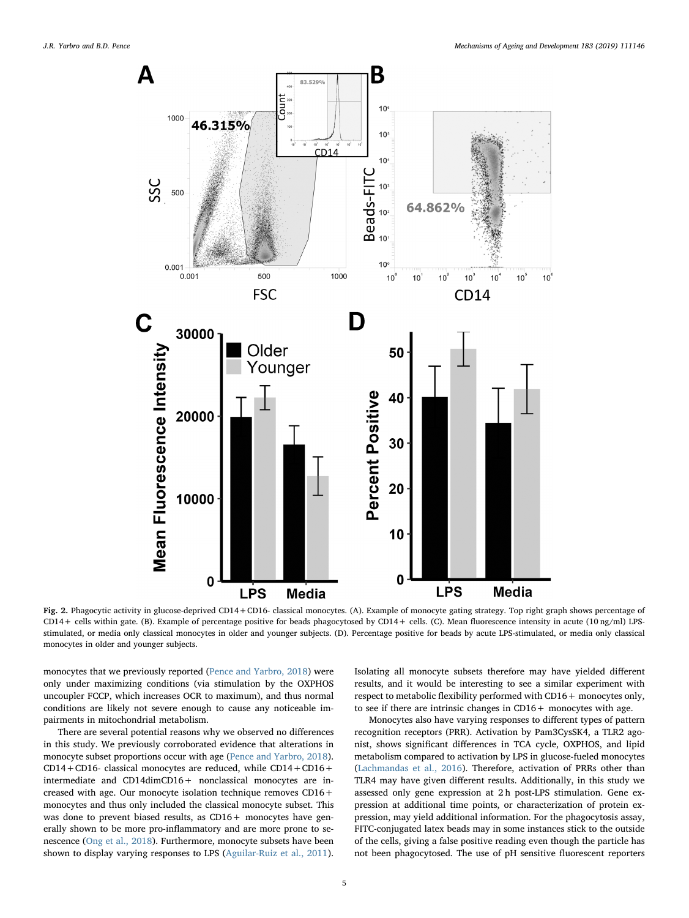Fig. 2. Phagocytic activity in glucose-deprived CD14+CD16- classical monocytes. (A). Example of monocyte gating strategy. Top right graph shows percentage of CD14+ cells within gate. (B). Example of percentage positive for beads phagocytosed by CD14+ cells. (C). Mean fluorescence intensity in acute (10 ng/ml) LPS-stimulated, or media only classical monocytes in older and younger subjects. (D). Percentage positive for beads by acute LPS-stimulated, or media only classical monocytes in older and younger subjects.

monocytes that we previously reported (Pence and Yarbro, 2018) were only under maximizing conditions (via stimulation by the OXPHOS uncoupler FCCP, which increases OCR to maximum), and thus normal conditions are likely not severe enough to cause any noticeable impairments in mitochondrial metabolism.

There are several potential reasons why we observed no differences in this study. We previously corroborated evidence that alterations in monocyte subset proportions occur with age (Pence and Yarbro, 2018). CD14+CD16- classical monocytes are reduced, while CD14+CD16+ intermediate and CD14dimCD16+ nonclassical monocytes are increased with age. Our monocyte isolation technique removes CD16+ monocytes and thus only included the classical monocyte subset. This was done to prevent biased results, as CD16+ monocytes have generally shown to be more pro-inflammatory and are more prone to senescence (Ong et al., 2018). Furthermore, monocyte subsets have been shown to display varying responses to LPS (Aguilar-Ruiz et al., 2011). Isolating all monocyte subsets therefore may have yielded different results, and it would be interesting to see a similar experiment with respect to metabolic flexibility performed with CD16+ monocytes only, to see if there are intrinsic changes in CD16+ monocytes with age.

Monocytes also have varying responses to different types of pattern recognition receptors (PRR). Activation by Pam3CysSK4, a TLR2 agonist, shows significant differences in TCA cycle, OXPHOS, and lipid metabolism compared to activation by LPS in glucose-fueled monocytes (Lachmandas et al., 2016). Therefore, activation of PRRs other than TLR4 may have given different results. Additionally, in this study we assessed only gene expression at 2 h post-LPS stimulation. Gene expression at additional time points, or characterization of protein expression, may yield additional information. For the phagocytosis assay, FITC-conjugated latex beads may in some instances stick to the outside of the cells, giving a false positive reading even though the particle has not been phagocytosed. The use of pH sensitive fluorescent reporters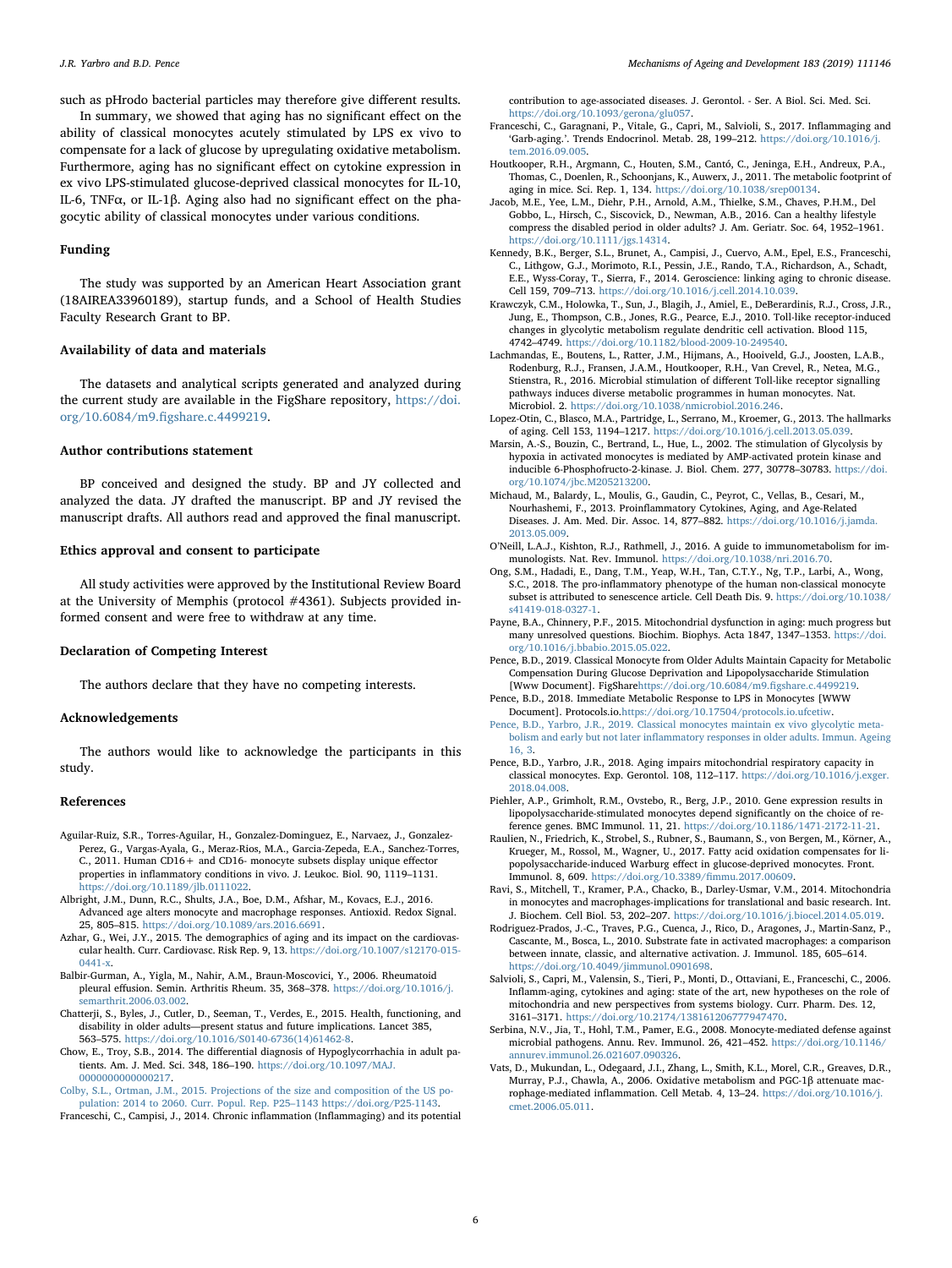such as pHrodo bacterial particles may therefore give different results.

In summary, we showed that aging has no significant effect on the ability of classical monocytes acutely stimulated by LPS ex vivo to compensate for a lack of glucose by upregulating oxidative metabolism. Furthermore, aging has no significant effect on cytokine expression in ex vivo LPS-stimulated glucose-deprived classical monocytes for IL-10, IL-6, TNFα, or IL-1β. Aging also had no significant effect on the phagocytic ability of classical monocytes under various conditions.

## Funding

The study was supported by an American Heart Association grant (18AIREA33960189), startup funds, and a School of Health Studies Faculty Research Grant to BP.

## Availability of data and materials

The datasets and analytical scripts generated and analyzed during the current study are available in the FigShare repository, https://doi.org/10.6084/m9.figshare.c.4499219.

## Author contributions statement

BP conceived and designed the study. BP and JY collected and analyzed the data. JY drafted the manuscript. BP and JY revised the manuscript drafts. All authors read and approved the final manuscript.

## Ethics approval and consent to participate

All study activities were approved by the Institutional Review Board at the University of Memphis (protocol #4361). Subjects provided informed consent and were free to withdraw at any time.

## Declaration of Competing Interest

The authors declare that they have no competing interests.

## Acknowledgements

The authors would like to acknowledge the participants in this study.

## References

Aguilar-Ruiz, S.R., Torres-Aguilar, H., Gonzalez-Dominguez, E., Narvaez, J., Gonzalez-Perez, G., Vargas-Ayala, G., Meraz-Rios, M.A., Garcia-Zepeda, E.A., Sanchez-Torres, C., 2011. Human CD16+ and CD16- monocyte subsets display unique effector properties in inflammatory conditions in vivo. J. Leukoc. Biol. 90, 1119–1131. https://doi.org/10.1189/jlb.0111022.

Albright, J.M., Dunn, R.C., Shults, J.A., Boe, D.M., Afshar, M., Kovacs, E.J., 2016. Advanced age alters monocyte and macrophage responses. Antioxid. Redox Signal. 25, 805–815. https://doi.org/10.1089/ars.2016.6691.

Azhar, G., Wei, J.Y., 2015. The demographics of aging and its impact on the cardiovascular health. Curr. Cardiovasc. Risk Rep. 9, 13. https://doi.org/10.1007/s12170-015-0441-x.

Balbir-Gurman, A., Yigla, M., Nahir, A.M., Braun-Moscovici, Y., 2006. Rheumatoid pleural effusion. Semin. Arthritis Rheum. 35, 368–378. https://doi.org/10.1016/j.semarthrit.2006.03.002.

Chatterji, S., Byles, J., Cutler, D., Seeman, T., Verdes, E., 2015. Health, functioning, and disability in older adults—present status and future implications. Lancet 385, 563–575. https://doi.org/10.1016/S0140-6736(14)61462-8.

Chow, E., Troy, S.B., 2014. The differential diagnosis of Hypoglycorrhachia in adult patients. Am. J. Med. Sci. 348, 186–190. https://doi.org/10.1097/MAJ.0000000000000217.

Colby, S.L., Ortman, J.M., 2015. Projections of the size and composition of the US population: 2014 to 2060. Curr. Popul. Rep. P25–1143 https://doi.org/P25-1143.

Franceschi, C., Campisi, J., 2014. Chronic inflammation (Inflammaging) and its potential contribution to age-associated diseases. J. Gerontol. - Ser. A Biol. Sci. Med. Sci. https://doi.org/10.1093/gerona/glu057.

Franceschi, C., Garagnani, P., Vitale, G., Capri, M., Salvioli, S., 2017. Inflammaging and 'Garb-aging.'. Trends Endocrinol. Metab. 28, 199–212. https://doi.org/10.1016/j.tem.2016.09.005.

Houtkooper, R.H., Argmann, C., Houten, S.M., Cantó, C., Jeninga, E.H., Andreux, P.A., Thomas, C., Doenlen, R., Schoonjans, K., Auwerx, J., 2011. The metabolic footprint of aging in mice. Sci. Rep. 1, 134. https://doi.org/10.1038/srep00134.

Jacob, M.E., Yee, L.M., Diehr, P.H., Arnold, A.M., Thielke, S.M., Chaves, P.H.M., Del Gobbo, L., Hirsch, C., Siscovick, D., Newman, A.B., 2016. Can a healthy lifestyle compress the disabled period in older adults? J. Am. Geriatr. Soc. 64, 1952–1961. https://doi.org/10.1111/jgs.14314.

Kennedy, B.K., Berger, S.L., Brunet, A., Campisi, J., Cuervo, A.M., Epel, E.S., Franceschi, C., Lithgow, G.J., Morimoto, R.I., Pessin, J.E., Rando, T.A., Richardson, A., Schadt, E.E., Wyss-Coray, T., Sierra, F., 2014. Geroscience: linking aging to chronic disease. Cell 159, 709–713. https://doi.org/10.1016/j.cell.2014.10.039.

Krawczyk, C.M., Holowka, T., Sun, J., Blagih, J., Amiel, E., DeBerardinis, R.J., Cross, J.R., Jung, E., Thompson, C.B., Jones, R.G., Pearce, E.J., 2010. Toll-like receptor-induced changes in glycolytic metabolism regulate dendritic cell activation. Blood 115, 4742–4749. https://doi.org/10.1182/blood-2009-10-249540.

Lachmandas, E., Boutens, L., Ratter, J.M., Hijmans, A., Hooiveld, G.J., Joosten, L.A.B., Rodenburg, R.J., Fransen, J.A.M., Houtkooper, R.H., Van Crevel, R., Netea, M.G., Stienstra, R., 2016. Microbial stimulation of different Toll-like receptor signalling pathways induces diverse metabolic programmes in human monocytes. Nat. Microbiol. 2. https://doi.org/10.1038/nmicrobiol.2016.246.

Lopez-Otin, C., Blasco, M.A., Partridge, L., Serrano, M., Kroemer, G., 2013. The hallmarks of aging. Cell 153, 1194–1217. https://doi.org/10.1016/j.cell.2013.05.039.

Marsin, A.-S., Bouzin, C., Bertrand, L., Hue, L., 2002. The stimulation of Glycolysis by hypoxia in activated monocytes is mediated by AMP-activated protein kinase and inducible 6-Phosphofructo-2-kinase. J. Biol. Chem. 277, 30778–30783. https://doi.org/10.1074/jbc.M205213200.

Michaud, M., Balardy, L., Moulis, G., Gaudin, C., Peyrot, C., Vellas, B., Cesari, M., Nourhashemi, F., 2013. Proinflammatory Cytokines, Aging, and Age-Related Diseases. J. Am. Med. Dir. Assoc. 14, 877–882. https://doi.org/10.1016/j.jamda.2013.05.009.

O'Neill, L.A.J., Kishton, R.J., Rathmell, J., 2016. A guide to immunometabolism for immunologists. Nat. Rev. Immunol. https://doi.org/10.1038/nri.2016.70.

Ong, S.M., Hadadi, E., Dang, T.M., Yeap, W.H., Tan, C.T.Y., Ng, T.P., Larbi, A., Wong, S.C., 2018. The pro-inflammatory phenotype of the human non-classical monocyte subset is attributed to senescence article. Cell Death Dis. 9. https://doi.org/10.1038/s41419-018-0327-1.

Payne, B.A., Chinnery, P.F., 2015. Mitochondrial dysfunction in aging: much progress but many unresolved questions. Biochim. Biophys. Acta 1847, 1347–1353. https://doi.org/10.1016/j.bbabio.2015.05.022.

Pence, B.D., 2019. Classical Monocyte from Older Adults Maintain Capacity for Metabolic Compensation During Glucose Deprivation and Lipopolysaccharide Stimulation [Www Document]. FigSharehttps://doi.org/10.6084/m9.figshare.c.4499219.

Pence, B.D., 2018. Immediate Metabolic Response to LPS in Monocytes [WWW Document]. Protocols.io.https://doi.org/10.17504/protocols.io.ufcetiw.

Pence, B.D., Yarbro, J.R., 2019. Classical monocytes maintain ex vivo glycolytic metabolism and early but not later inflammatory responses in older adults. Immun. Ageing 16, 3.

Pence, B.D., Yarbro, J.R., 2018. Aging impairs mitochondrial respiratory capacity in classical monocytes. Exp. Gerontol. 108, 112–117. https://doi.org/10.1016/j.exger.2018.04.008.

Piehler, A.P., Grimholt, R.M., Ovstebo, R., Berg, J.P., 2010. Gene expression results in lipopolysaccharide-stimulated monocytes depend significantly on the choice of reference genes. BMC Immunol. 11, 21. https://doi.org/10.1186/1471-2172-11-21.

Raulien, N., Friedrich, K., Strobel, S., Rubner, S., Baumann, S., von Bergen, M., Körner, A., Krueger, M., Rossol, M., Wagner, U., 2017. Fatty acid oxidation compensates for lipopolysaccharide-induced Warburg effect in glucose-deprived monocytes. Front. Immunol. 8, 609. https://doi.org/10.3389/fimmu.2017.00609.

Ravi, S., Mitchell, T., Kramer, P.A., Chacko, B., Darley-Usmar, V.M., 2014. Mitochondria in monocytes and macrophages-implications for translational and basic research. Int. J. Biochem. Cell Biol. 53, 202–207. https://doi.org/10.1016/j.biocel.2014.05.019.

Rodriguez-Prados, J.-C., Traves, P.G., Cuenca, J., Rico, D., Aragones, J., Martin-Sanz, P., Cascante, M., Bosca, L., 2010. Substrate fate in activated macrophages: a comparison between innate, classic, and alternative activation. J. Immunol. 185, 605–614. https://doi.org/10.4049/jimmunol.0901698.

Salvioli, S., Capri, M., Valensin, S., Tieri, P., Monti, D., Ottaviani, E., Franceschi, C., 2006. Inflamm-aging, cytokines and aging: state of the art, new hypotheses on the role of mitochondria and new perspectives from systems biology. Curr. Pharm. Des. 12, 3161–3171. https://doi.org/10.2174/138161206777947470.

Serbina, N.V., Jia, T., Hohl, T.M., Pamer, E.G., 2008. Monocyte-mediated defense against microbial pathogens. Annu. Rev. Immunol. 26, 421–452. https://doi.org/10.1146/annurev.immunol.26.021607.090326.

Vats, D., Mukundan, L., Odegaard, J.I., Zhang, L., Smith, K.L., Morel, C.R., Greaves, D.R., Murray, P.J., Chawla, A., 2006. Oxidative metabolism and PGC-1β attenuate macrophage-mediated inflammation. Cell Metab. 4, 13–24. https://doi.org/10.1016/j.cmet.2006.05.011.